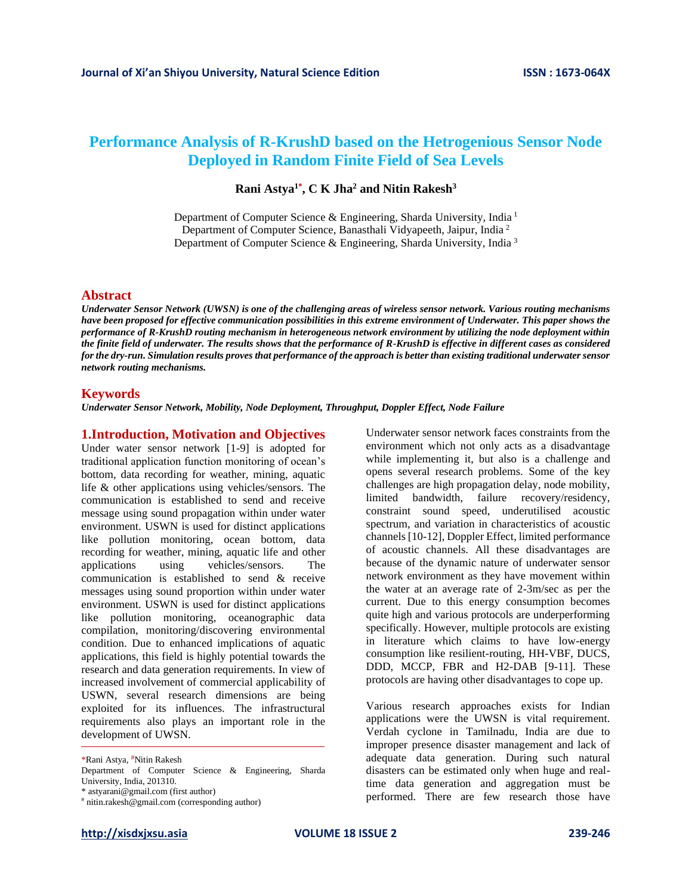# Performance Analysis of R-KrushD based on the Hetrogenious Sensor Node Deployed in Random Finite Field of Sea Levels

**Rani Astya[1*], C K Jha[2] and Nitin Rakesh[3]**

Department of Computer Science & Engineering, Sharda University, India [1]
Department of Computer Science, Banasthali Vidyapeeth, Jaipur, India [2]
Department of Computer Science & Engineering, Sharda University, India [3]

## Abstract

***Underwater Sensor Network (UWSN) is one of the challenging areas of wireless sensor network. Various routing mechanisms have been proposed for effective communication possibilities in this extreme environment of Underwater. This paper shows the performance of R-KrushD routing mechanism in heterogeneous network environment by utilizing the node deployment within the finite field of underwater. The results shows that the performance of R-KrushD is effective in different cases as considered for the dry-run. Simulation results proves that performance of the approach is better than existing traditional underwater sensor network routing mechanisms.***

## Keywords

***Underwater Sensor Network, Mobility, Node Deployment, Throughput, Doppler Effect, Node Failure***

## 1.Introduction, Motivation and Objectives

Under water sensor network [1-9] is adopted for traditional application function monitoring of ocean's bottom, data recording for weather, mining, aquatic life & other applications using vehicles/sensors. The communication is established to send and receive message using sound propagation within under water environment. USWN is used for distinct applications like pollution monitoring, ocean bottom, data recording for weather, mining, aquatic life and other applications using vehicles/sensors. The communication is established to send & receive messages using sound proportion within under water environment. USWN is used for distinct applications like pollution monitoring, oceanographic data compilation, monitoring/discovering environmental condition. Due to enhanced implications of aquatic applications, this field is highly potential towards the research and data generation requirements. In view of increased involvement of commercial applicability of USWN, several research dimensions are being exploited for its influences. The infrastructural requirements also plays an important role in the development of UWSN.

Underwater sensor network faces constraints from the environment which not only acts as a disadvantage while implementing it, but also is a challenge and opens several research problems. Some of the key challenges are high propagation delay, node mobility, limited bandwidth, failure recovery/residency, constraint sound speed, underutilised acoustic spectrum, and variation in characteristics of acoustic channels [10-12], Doppler Effect, limited performance of acoustic channels. All these disadvantages are because of the dynamic nature of underwater sensor network environment as they have movement within the water at an average rate of 2-3m/sec as per the current. Due to this energy consumption becomes quite high and various protocols are underperforming specifically. However, multiple protocols are existing in literature which claims to have low-energy consumption like resilient-routing, HH-VBF, DUCS, DDD, MCCP, FBR and H2-DAB [9-11]. These protocols are having other disadvantages to cope up.

Various research approaches exists for Indian applications were the UWSN is vital requirement. Verdah cyclone in Tamilnadu, India are due to improper presence disaster management and lack of adequate data generation. During such natural disasters can be estimated only when huge and real-time data generation and aggregation must be performed. There are few research those have

---

*Rani Astya, #Nitin Rakesh
Department of Computer Science & Engineering, Sharda University, India, 201310.
\* astyarani@gmail.com (first author)
\# nitin.rakesh@gmail.com (corresponding author)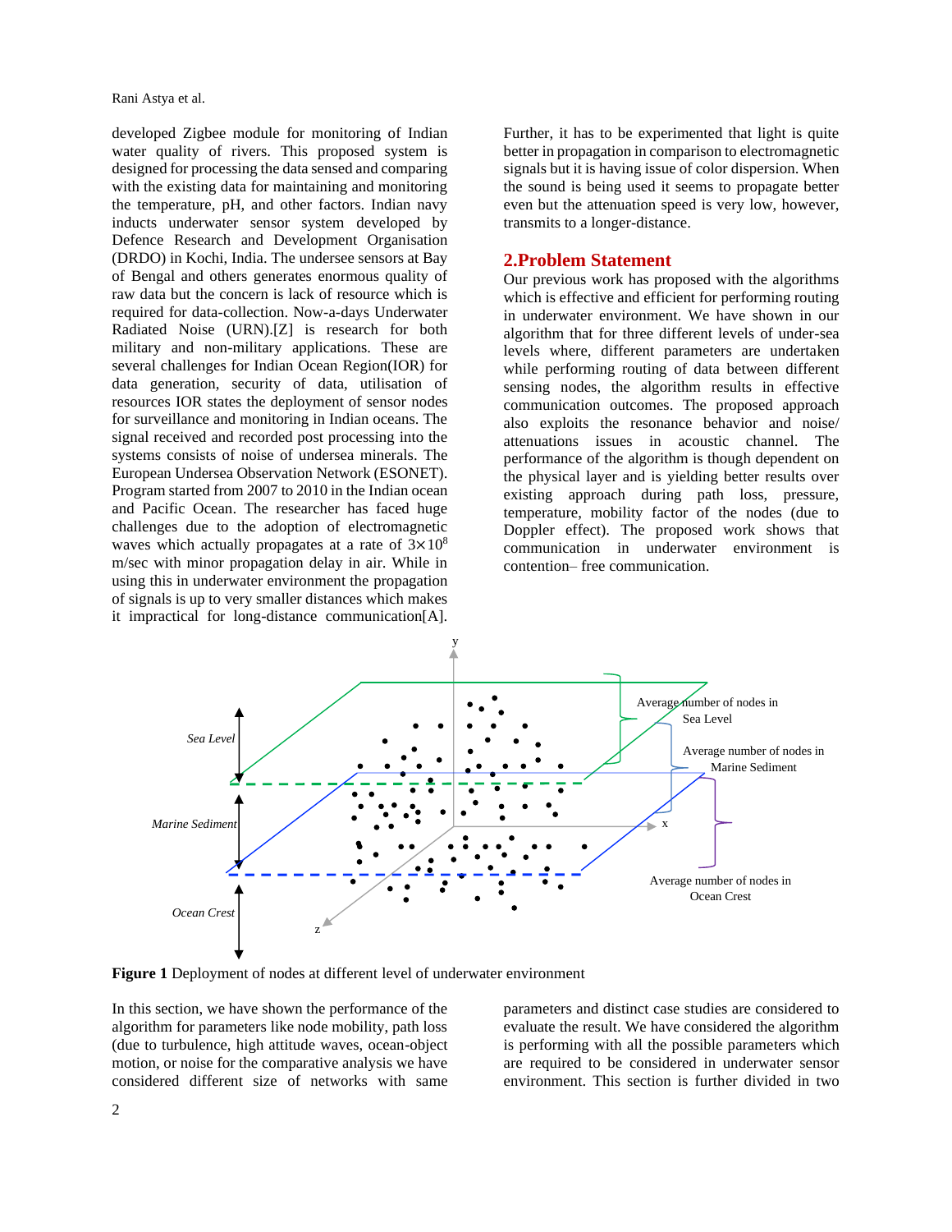developed Zigbee module for monitoring of Indian water quality of rivers. This proposed system is designed for processing the data sensed and comparing with the existing data for maintaining and monitoring the temperature, pH, and other factors. Indian navy inducts underwater sensor system developed by Defence Research and Development Organisation (DRDO) in Kochi, India. The undersee sensors at Bay of Bengal and others generates enormous quality of raw data but the concern is lack of resource which is required for data-collection. Now-a-days Underwater Radiated Noise (URN).[Z] is research for both military and non-military applications. These are several challenges for Indian Ocean Region(IOR) for data generation, security of data, utilisation of resources IOR states the deployment of sensor nodes for surveillance and monitoring in Indian oceans. The signal received and recorded post processing into the systems consists of noise of undersea minerals. The European Undersea Observation Network (ESONET). Program started from 2007 to 2010 in the Indian ocean and Pacific Ocean. The researcher has faced huge challenges due to the adoption of electromagnetic waves which actually propagates at a rate of $3\times10^{8}$ m/sec with minor propagation delay in air. While in using this in underwater environment the propagation of signals is up to very smaller distances which makes it impractical for long-distance communication[A]. Further, it has to be experimented that light is quite better in propagation in comparison to electromagnetic signals but it is having issue of color dispersion. When the sound is being used it seems to propagate better even but the attenuation speed is very low, however, transmits to a longer-distance.

## 2.Problem Statement

Our previous work has proposed with the algorithms which is effective and efficient for performing routing in underwater environment. We have shown in our algorithm that for three different levels of under-sea levels where, different parameters are undertaken while performing routing of data between different sensing nodes, the algorithm results in effective communication outcomes. The proposed approach also exploits the resonance behavior and noise/ attenuations issues in acoustic channel. The performance of the algorithm is though dependent on the physical layer and is yielding better results over existing approach during path loss, pressure, temperature, mobility factor of the nodes (due to Doppler effect). The proposed work shows that communication in underwater environment is contention– free communication.

**Figure 1** Deployment of nodes at different level of underwater environment

In this section, we have shown the performance of the algorithm for parameters like node mobility, path loss (due to turbulence, high attitude waves, ocean-object motion, or noise for the comparative analysis we have considered different size of networks with same parameters and distinct case studies are considered to evaluate the result. We have considered the algorithm is performing with all the possible parameters which are required to be considered in underwater sensor environment. This section is further divided in two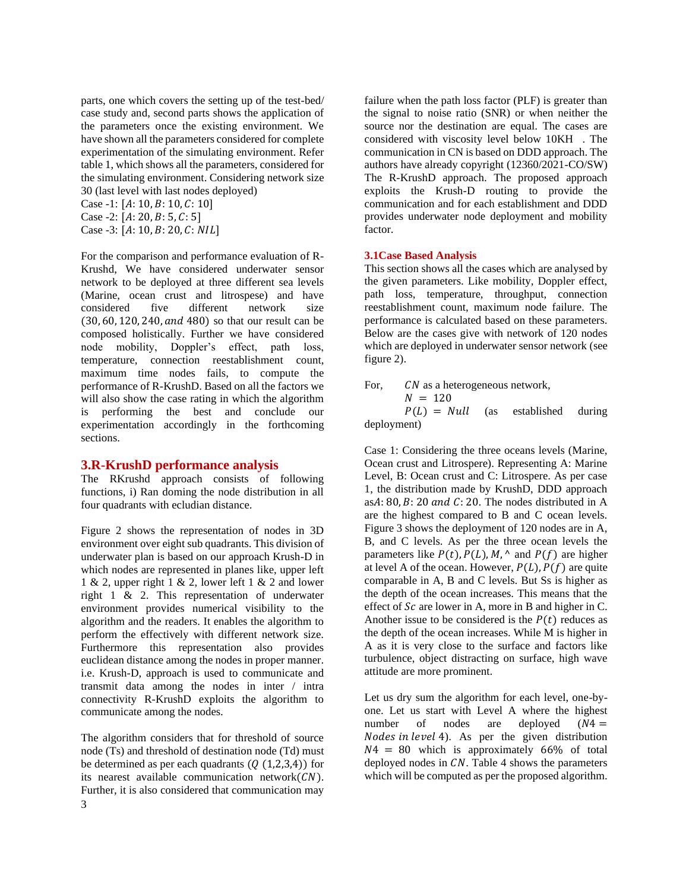parts, one which covers the setting up of the test-bed/ case study and, second parts shows the application of the parameters once the existing environment. We have shown all the parameters considered for complete experimentation of the simulating environment. Refer table 1, which shows all the parameters, considered for the simulating environment. Considering network size 30 (last level with last nodes deployed)

Case -1: $[A{:}\ 10, B{:}\ 10, C{:}\ 10]$

Case -2: $[A{:}\ 20, B{:}\ 5, C{:}\ 5]$

Case -3: $[A{:}\ 10, B{:}\ 20, C{:}\ NIL]$

For the comparison and performance evaluation of R-Krushd, We have considered underwater sensor network to be deployed at three different sea levels (Marine, ocean crust and litrospese) and have considered five different network size $(30, 60, 120, 240, and\ 480)$ so that our result can be composed holistically. Further we have considered node mobility, Doppler's effect, path loss, temperature, connection reestablishment count, maximum time nodes fails, to compute the performance of R-KrushD. Based on all the factors we will also show the case rating in which the algorithm is performing the best and conclude our experimentation accordingly in the forthcoming sections.

## 3.R-KrushD performance analysis

The RKrushd approach consists of following functions, i) Ran doming the node distribution in all four quadrants with ecludian distance.

Figure 2 shows the representation of nodes in 3D environment over eight sub quadrants. This division of underwater plan is based on our approach Krush-D in which nodes are represented in planes like, upper left 1 & 2, upper right 1 & 2, lower left 1 & 2 and lower right 1 & 2. This representation of underwater environment provides numerical visibility to the algorithm and the readers. It enables the algorithm to perform the effectively with different network size. Furthermore this representation also provides euclidean distance among the nodes in proper manner. i.e. Krush-D, approach is used to communicate and transmit data among the nodes in inter / intra connectivity R-KrushD exploits the algorithm to communicate among the nodes.

The algorithm considers that for threshold of source node (Ts) and threshold of destination node (Td) must be determined as per each quadrants ($Q$ (1,2,3,4)) for its nearest available communication network($CN$). Further, it is also considered that communication may failure when the path loss factor (PLF) is greater than the signal to noise ratio (SNR) or when neither the source nor the destination are equal. The cases are considered with viscosity level below 10KH . The communication in CN is based on DDD approach. The authors have already copyright (12360/2021-CO/SW) The R-KrushD approach. The proposed approach exploits the Krush-D routing to provide the communication and for each establishment and DDD provides underwater node deployment and mobility factor.

### 3.1Case Based Analysis

This section shows all the cases which are analysed by the given parameters. Like mobility, Doppler effect, path loss, temperature, throughput, connection reestablishment count, maximum node failure. The performance is calculated based on these parameters. Below are the cases give with network of 120 nodes which are deployed in underwater sensor network (see figure 2).

For, $CN$ as a heterogeneous network,

$N = 120$

$P(L) = Null$ (as established during deployment)

Case 1: Considering the three oceans levels (Marine, Ocean crust and Litrospere). Representing A: Marine Level, B: Ocean crust and C: Litrospere. As per case 1, the distribution made by KrushD, DDD approach as$A{:}\ 80, B{:}\ 20\ and\ C{:}\ 20$. The nodes distributed in A are the highest compared to B and C ocean levels. Figure 3 shows the deployment of 120 nodes are in A, B, and C levels. As per the three ocean levels the parameters like $P(t), P(L), M,$ ^ and $P(f)$ are higher at level A of the ocean. However, $P(L), P(f)$ are quite comparable in A, B and C levels. But Ss is higher as the depth of the ocean increases. This means that the effect of $Sc$ are lower in A, more in B and higher in C. Another issue to be considered is the $P(t)$ reduces as the depth of the ocean increases. While M is higher in A as it is very close to the surface and factors like turbulence, object distracting on surface, high wave attitude are more prominent.

Let us dry sum the algorithm for each level, one-by-one. Let us start with Level A where the highest number of nodes are deployed ($N4 = Nodes\ in\ level\ 4$). As per the given distribution $N4 = 80$ which is approximately 66% of total deployed nodes in $CN$. Table 4 shows the parameters which will be computed as per the proposed algorithm.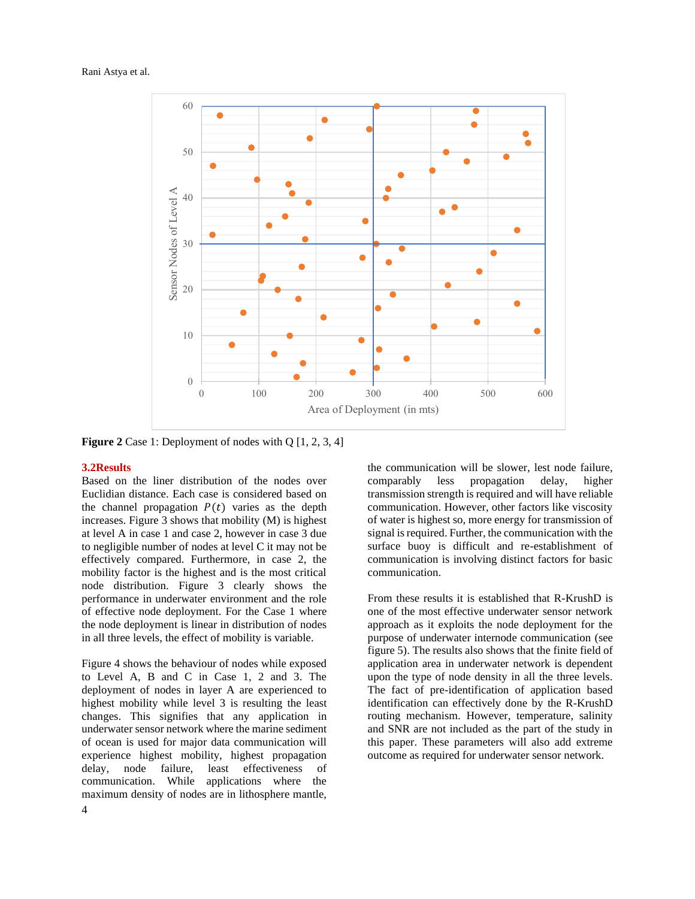Figure 2 Case 1: Deployment of nodes with Q [1, 2, 3, 4]

### 3.2Results

Based on the liner distribution of the nodes over Euclidian distance. Each case is considered based on the channel propagation $P(t)$ varies as the depth increases. Figure 3 shows that mobility (M) is highest at level A in case 1 and case 2, however in case 3 due to negligible number of nodes at level C it may not be effectively compared. Furthermore, in case 2, the mobility factor is the highest and is the most critical node distribution. Figure 3 clearly shows the performance in underwater environment and the role of effective node deployment. For the Case 1 where the node deployment is linear in distribution of nodes in all three levels, the effect of mobility is variable.

Figure 4 shows the behaviour of nodes while exposed to Level A, B and C in Case 1, 2 and 3. The deployment of nodes in layer A are experienced to highest mobility while level 3 is resulting the least changes. This signifies that any application in underwater sensor network where the marine sediment of ocean is used for major data communication will experience highest mobility, highest propagation delay, node failure, least effectiveness of communication. While applications where the maximum density of nodes are in lithosphere mantle, the communication will be slower, lest node failure, comparably less propagation delay, higher transmission strength is required and will have reliable communication. However, other factors like viscosity of water is highest so, more energy for transmission of signal is required. Further, the communication with the surface buoy is difficult and re-establishment of communication is involving distinct factors for basic communication.

From these results it is established that R-KrushD is one of the most effective underwater sensor network approach as it exploits the node deployment for the purpose of underwater internode communication (see figure 5). The results also shows that the finite field of application area in underwater network is dependent upon the type of node density in all the three levels. The fact of pre-identification of application based identification can effectively done by the R-KrushD routing mechanism. However, temperature, salinity and SNR are not included as the part of the study in this paper. These parameters will also add extreme outcome as required for underwater sensor network.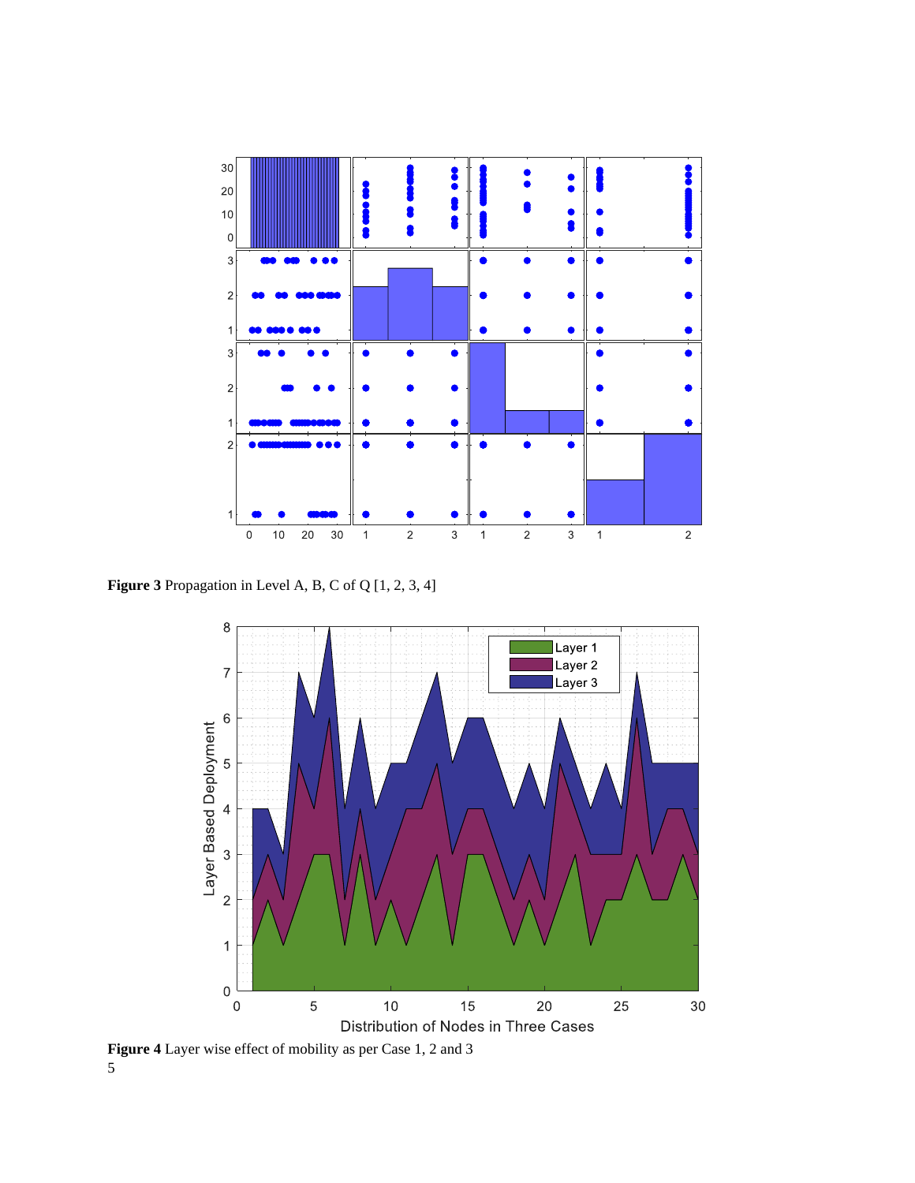**Figure 3** Propagation in Level A, B, C of Q [1, 2, 3, 4]

**Figure 4** Layer wise effect of mobility as per Case 1, 2 and 3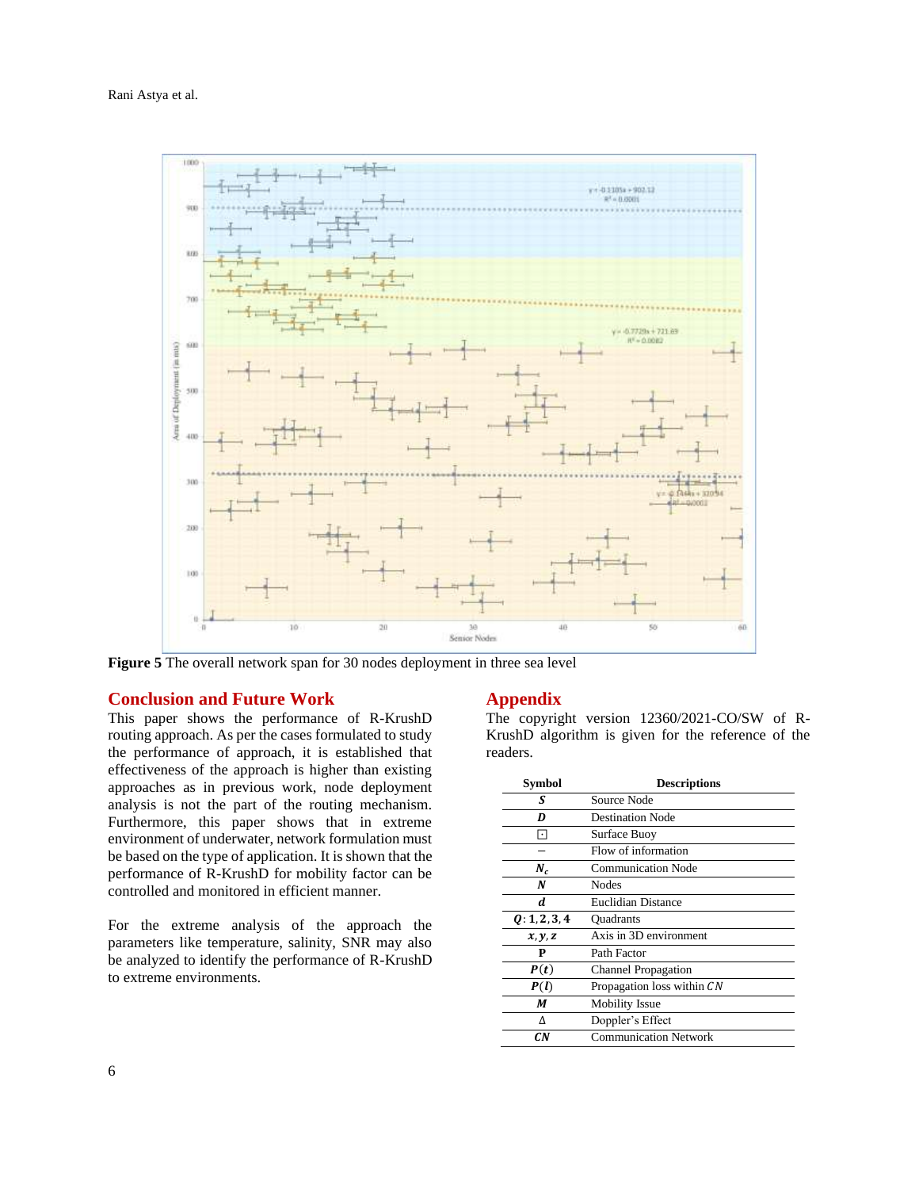Figure 5 The overall network span for 30 nodes deployment in three sea level

## Conclusion and Future Work

This paper shows the performance of R-KrushD routing approach. As per the cases formulated to study the performance of approach, it is established that effectiveness of the approach is higher than existing approaches as in previous work, node deployment analysis is not the part of the routing mechanism. Furthermore, this paper shows that in extreme environment of underwater, network formulation must be based on the type of application. It is shown that the performance of R-KrushD for mobility factor can be controlled and monitored in efficient manner.

For the extreme analysis of the approach the parameters like temperature, salinity, SNR may also be analyzed to identify the performance of R-KrushD to extreme environments.

## Appendix

The copyright version 12360/2021-CO/SW of R-KrushD algorithm is given for the reference of the readers.

| Symbol | Descriptions |
|---|---|
| $S$ | Source Node |
| $D$ | Destination Node |
| ⊡ | Surface Buoy |
| $-$ | Flow of information |
| $N_c$ | Communication Node |
| $N$ | Nodes |
| $d$ | Euclidian Distance |
| $Q: 1,2,3,4$ | Quadrants |
| $x, y, z$ | Axis in 3D environment |
| P | Path Factor |
| $P(t)$ | Channel Propagation |
| $P(l)$ | Propagation loss within $CN$ |
| $M$ | Mobility Issue |
| $\Delta$ | Doppler's Effect |
| $CN$ | Communication Network |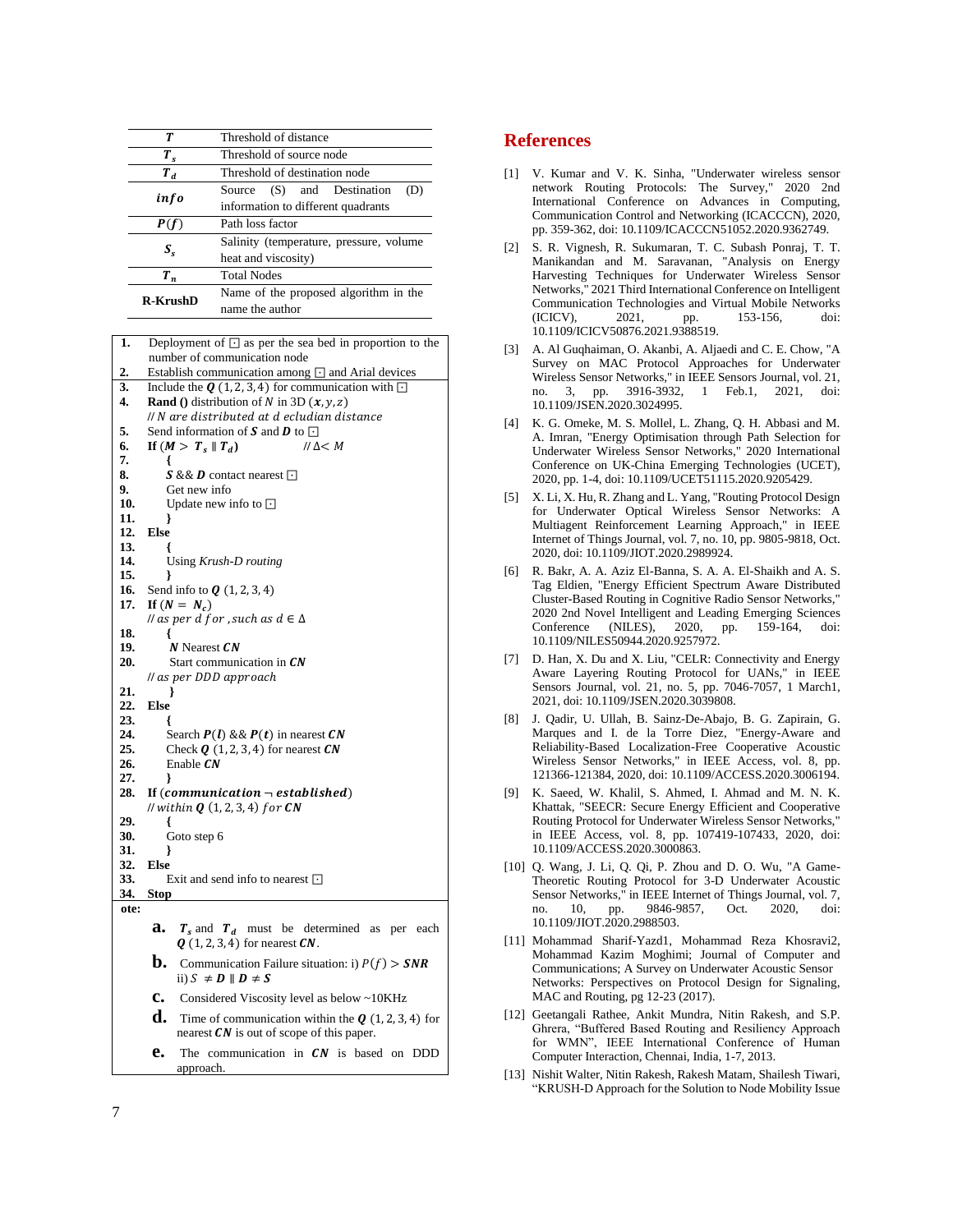| | |
|---|---|
| $T$ | Threshold of distance |
| $T_s$ | Threshold of source node |
| $T_d$ | Threshold of destination node |
| $info$ | Source (S) and Destination (D) information to different quadrants |
| $P(f)$ | Path loss factor |
| $S_s$ | Salinity (temperature, pressure, volume heat and viscosity) |
| $T_n$ | Total Nodes |
| **R-KrushD** | Name of the proposed algorithm in the name the author |

```
1.  Deployment of ⊡ as per the sea bed in proportion to the
    number of communication node
2.  Establish communication among ⊡ and Arial devices
3.  Include the Q (1, 2, 3, 4) for communication with ⊡
4.  Rand () distribution of N in 3D (x, y, z)
    // N are distributed at d ecludian distance
5.  Send information of S and D to ⊡
6.  If (M > T_s ∥ T_d)                  // Δ< M
7.      {
8.      S && D contact nearest ⊡
9.      Get new info
10.     Update new info to ⊡
11.     }
12. Else
13.     {
14.     Using Krush-D routing
15.     }
16. Send info to Q (1, 2, 3, 4)
17. If (N = N_c)
    // as per d for ,such as d ∈ Δ
18.     {
19.      N Nearest CN
20.      Start communication in CN
    // as per DDD approach
21.      }
22. Else
23.     {
24.     Search P(l) && P(t) in nearest CN
25.     Check Q (1, 2, 3, 4) for nearest CN
26.     Enable CN
27.     }
28. If (communication ¬ established)
    // within Q (1, 2, 3, 4) for CN
29.     {
30.     Goto step 6
31.     }
32. Else
33.     Exit and send info to nearest ⊡
34. Stop
```

ote:

- **a.** $T_s$ and $T_d$ must be determined as per each $Q$ (1, 2, 3, 4) for nearest $CN$.
- **b.** Communication Failure situation: i) $P(f) > SNR$ ii) $S \neq D \parallel D \neq S$
- **c.** Considered Viscosity level as below ~10KHz
- **d.** Time of communication within the $Q$ (1, 2, 3, 4) for nearest $CN$ is out of scope of this paper.
- **e.** The communication in $CN$ is based on DDD approach.

# References

[1] V. Kumar and V. K. Sinha, "Underwater wireless sensor network Routing Protocols: The Survey," 2020 2nd International Conference on Advances in Computing, Communication Control and Networking (ICACCCN), 2020, pp. 359-362, doi: 10.1109/ICACCCN51052.2020.9362749.

[2] S. R. Vignesh, R. Sukumaran, T. C. Subash Ponraj, T. T. Manikandan and M. Saravanan, "Analysis on Energy Harvesting Techniques for Underwater Wireless Sensor Networks," 2021 Third International Conference on Intelligent Communication Technologies and Virtual Mobile Networks (ICICV), 2021, pp. 153-156, doi: 10.1109/ICICV50876.2021.9388519.

[3] A. Al Guqhaiman, O. Akanbi, A. Aljaedi and C. E. Chow, "A Survey on MAC Protocol Approaches for Underwater Wireless Sensor Networks," in IEEE Sensors Journal, vol. 21, no. 3, pp. 3916-3932, 1 Feb.1, 2021, doi: 10.1109/JSEN.2020.3024995.

[4] K. G. Omeke, M. S. Mollel, L. Zhang, Q. H. Abbasi and M. A. Imran, "Energy Optimisation through Path Selection for Underwater Wireless Sensor Networks," 2020 International Conference on UK-China Emerging Technologies (UCET), 2020, pp. 1-4, doi: 10.1109/UCET51115.2020.9205429.

[5] X. Li, X. Hu, R. Zhang and L. Yang, "Routing Protocol Design for Underwater Optical Wireless Sensor Networks: A Multiagent Reinforcement Learning Approach," in IEEE Internet of Things Journal, vol. 7, no. 10, pp. 9805-9818, Oct. 2020, doi: 10.1109/JIOT.2020.2989924.

[6] R. Bakr, A. A. Aziz El-Banna, S. A. A. El-Shaikh and A. S. Tag Eldien, "Energy Efficient Spectrum Aware Distributed Cluster-Based Routing in Cognitive Radio Sensor Networks," 2020 2nd Novel Intelligent and Leading Emerging Sciences Conference (NILES), 2020, pp. 159-164, doi: 10.1109/NILES50944.2020.9257972.

[7] D. Han, X. Du and X. Liu, "CELR: Connectivity and Energy Aware Layering Routing Protocol for UANs," in IEEE Sensors Journal, vol. 21, no. 5, pp. 7046-7057, 1 March1, 2021, doi: 10.1109/JSEN.2020.3039808.

[8] J. Qadir, U. Ullah, B. Sainz-De-Abajo, B. G. Zapirain, G. Marques and I. de la Torre Diez, "Energy-Aware and Reliability-Based Localization-Free Cooperative Acoustic Wireless Sensor Networks," in IEEE Access, vol. 8, pp. 121366-121384, 2020, doi: 10.1109/ACCESS.2020.3006194.

[9] K. Saeed, W. Khalil, S. Ahmed, I. Ahmad and M. N. K. Khattak, "SEECR: Secure Energy Efficient and Cooperative Routing Protocol for Underwater Wireless Sensor Networks," in IEEE Access, vol. 8, pp. 107419-107433, 2020, doi: 10.1109/ACCESS.2020.3000863.

[10] Q. Wang, J. Li, Q. Qi, P. Zhou and D. O. Wu, "A Game-Theoretic Routing Protocol for 3-D Underwater Acoustic Sensor Networks," in IEEE Internet of Things Journal, vol. 7, no. 10, pp. 9846-9857, Oct. 2020, doi: 10.1109/JIOT.2020.2988503.

[11] Mohammad Sharif-Yazd1, Mohammad Reza Khosravi2, Mohammad Kazim Moghimi; Journal of Computer and Communications; A Survey on Underwater Acoustic Sensor Networks: Perspectives on Protocol Design for Signaling, MAC and Routing, pg 12-23 (2017).

[12] Geetangali Rathee, Ankit Mundra, Nitin Rakesh, and S.P. Ghrera, "Buffered Based Routing and Resiliency Approach for WMN", IEEE International Conference of Human Computer Interaction, Chennai, India, 1-7, 2013.

[13] Nishit Walter, Nitin Rakesh, Rakesh Matam, Shailesh Tiwari, "KRUSH-D Approach for the Solution to Node Mobility Issue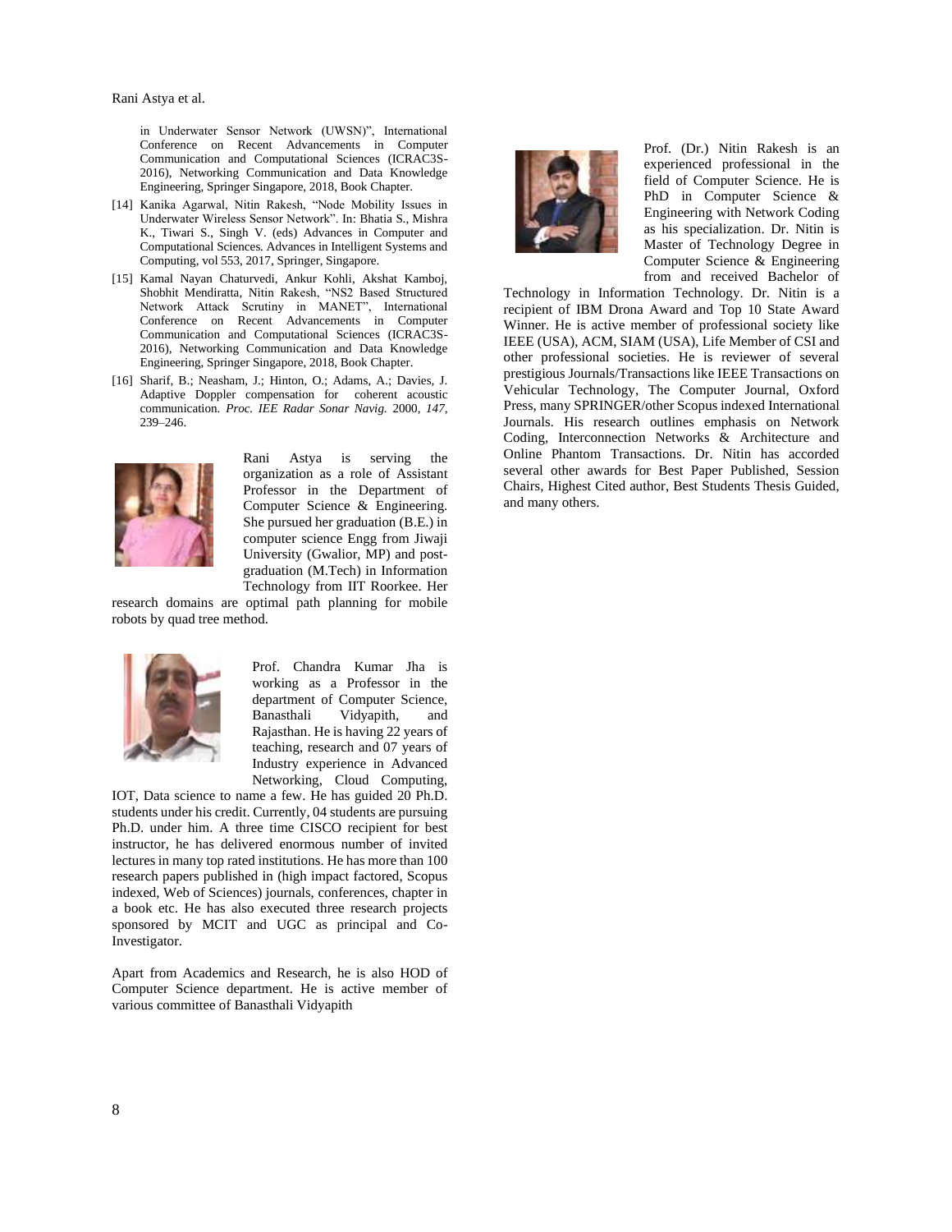in Underwater Sensor Network (UWSN)", International Conference on Recent Advancements in Computer Communication and Computational Sciences (ICRAC3S-2016), Networking Communication and Data Knowledge Engineering, Springer Singapore, 2018, Book Chapter.

[14] Kanika Agarwal, Nitin Rakesh, "Node Mobility Issues in Underwater Wireless Sensor Network". In: Bhatia S., Mishra K., Tiwari S., Singh V. (eds) Advances in Computer and Computational Sciences. Advances in Intelligent Systems and Computing, vol 553, 2017, Springer, Singapore.

[15] Kamal Nayan Chaturvedi, Ankur Kohli, Akshat Kamboj, Shobhit Mendiratta, Nitin Rakesh, "NS2 Based Structured Network Attack Scrutiny in MANET", International Conference on Recent Advancements in Computer Communication and Computational Sciences (ICRAC3S-2016), Networking Communication and Data Knowledge Engineering, Springer Singapore, 2018, Book Chapter.

[16] Sharif, B.; Neasham, J.; Hinton, O.; Adams, A.; Davies, J. Adaptive Doppler compensation for coherent acoustic communication. *Proc. IEE Radar Sonar Navig.* 2000, *147*, 239–246.

Rani Astya is serving the organization as a role of Assistant Professor in the Department of Computer Science & Engineering. She pursued her graduation (B.E.) in computer science Engg from Jiwaji University (Gwalior, MP) and post-graduation (M.Tech) in Information Technology from IIT Roorkee. Her research domains are optimal path planning for mobile robots by quad tree method.

Prof. Chandra Kumar Jha is working as a Professor in the department of Computer Science, Banasthali Vidyapith, and Rajasthan. He is having 22 years of teaching, research and 07 years of Industry experience in Advanced Networking, Cloud Computing, IOT, Data science to name a few. He has guided 20 Ph.D. students under his credit. Currently, 04 students are pursuing Ph.D. under him. A three time CISCO recipient for best instructor, he has delivered enormous number of invited lectures in many top rated institutions. He has more than 100 research papers published in (high impact factored, Scopus indexed, Web of Sciences) journals, conferences, chapter in a book etc. He has also executed three research projects sponsored by MCIT and UGC as principal and Co-Investigator.

Apart from Academics and Research, he is also HOD of Computer Science department. He is active member of various committee of Banasthali Vidyapith

Prof. (Dr.) Nitin Rakesh is an experienced professional in the field of Computer Science. He is PhD in Computer Science & Engineering with Network Coding as his specialization. Dr. Nitin is Master of Technology Degree in Computer Science & Engineering from and received Bachelor of Technology in Information Technology. Dr. Nitin is a recipient of IBM Drona Award and Top 10 State Award Winner. He is active member of professional society like IEEE (USA), ACM, SIAM (USA), Life Member of CSI and other professional societies. He is reviewer of several prestigious Journals/Transactions like IEEE Transactions on Vehicular Technology, The Computer Journal, Oxford Press, many SPRINGER/other Scopus indexed International Journals. His research outlines emphasis on Network Coding, Interconnection Networks & Architecture and Online Phantom Transactions. Dr. Nitin has accorded several other awards for Best Paper Published, Session Chairs, Highest Cited author, Best Students Thesis Guided, and many others.